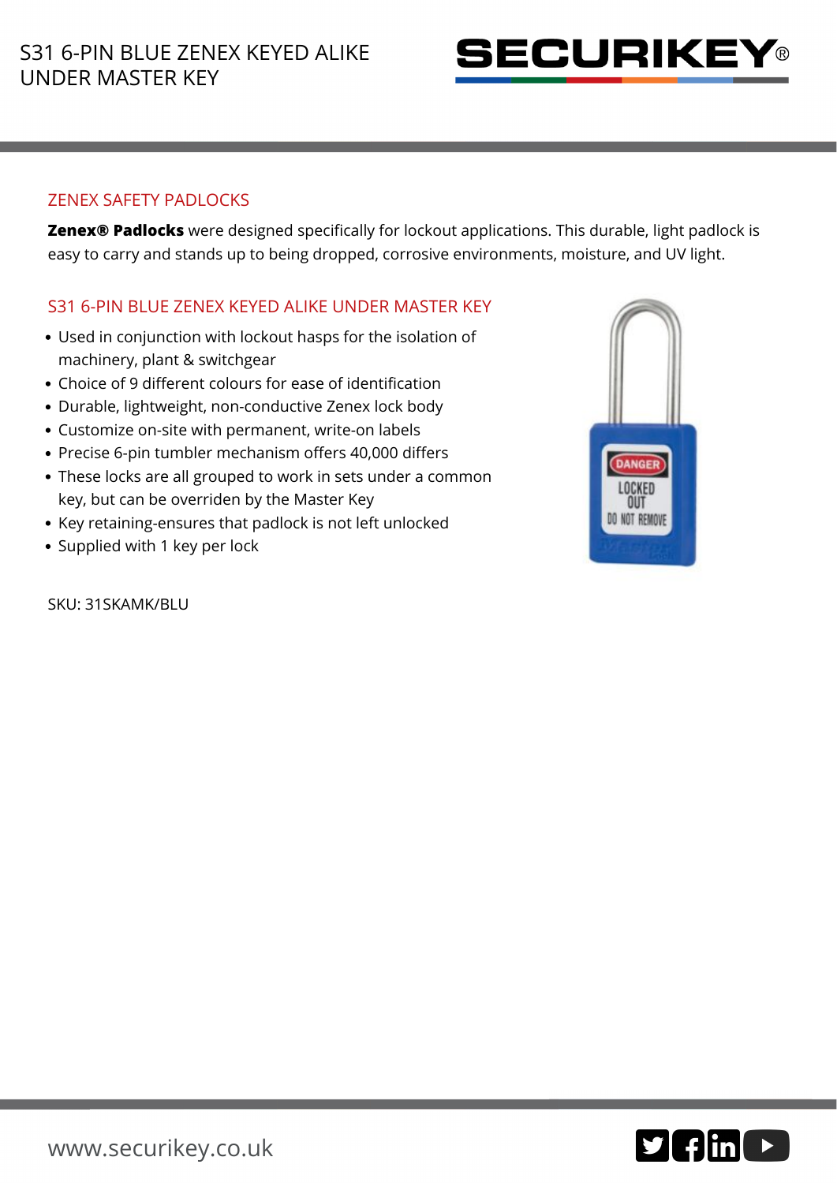# S31 6-PIN BLUE ZENEX KEYED ALIKE UNDER MASTER KEY

## ZENEX SAFETY PADLOCKS

**Zenex® Padlocks** were designed specifically for lockout applications. This durable, light padlock is easy to carry and stands up to being dropped, corrosive environments, moisture, and UV light.

## S31 6-PIN BLUE ZENEX KEYED ALIKE UNDER MASTER KEY

- Used in conjunction with lockout hasps for the isolation of machinery, plant & switchgear
- Choice of 9 different colours for ease of identification
- Durable, lightweight, non-conductive Zenex lock body
- Customize on-site with permanent, write-on labels
- Precise 6-pin tumbler mechanism offers 40,000 differs
- These locks are all grouped to work in sets under a common key, but can be overriden by the Master Key
- Key retaining-ensures that padlock is not left unlocked
- Supplied with 1 key per lock

SKU: 31SKAMK/BLU

www.securikey.co.uk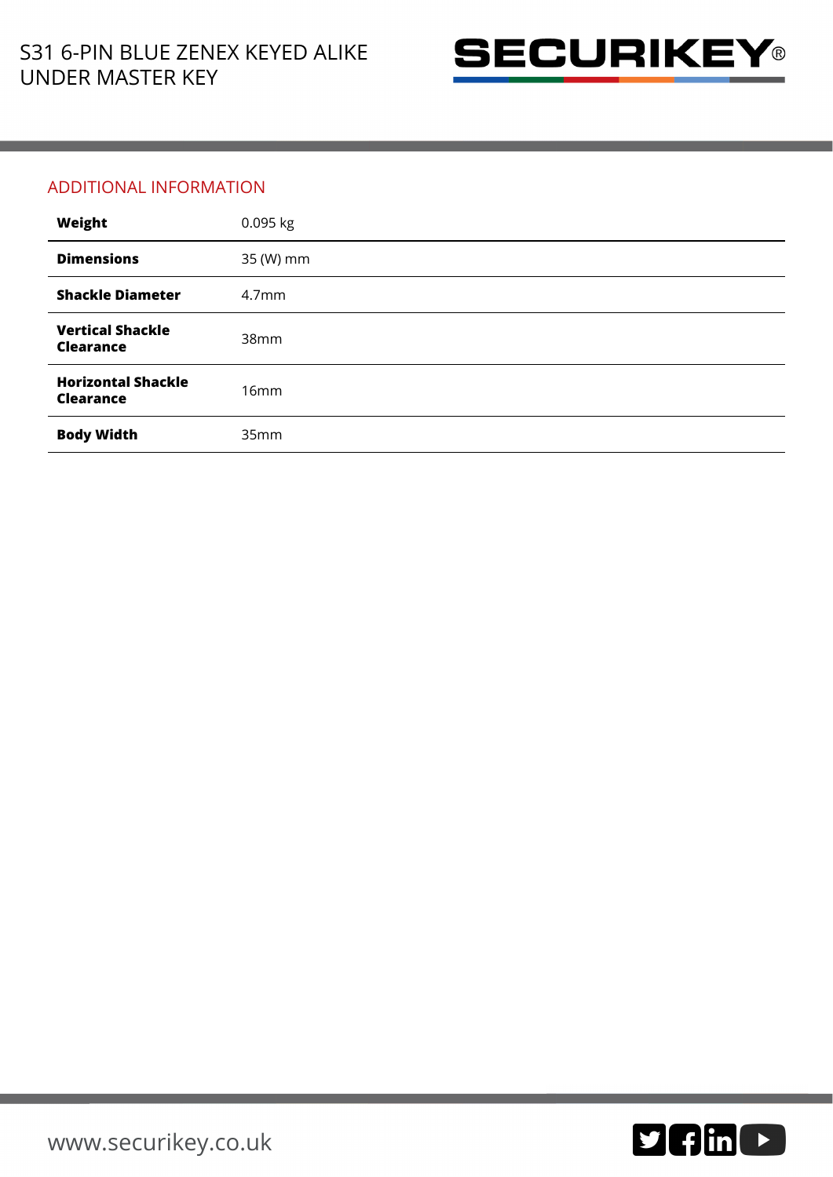## ADDITIONAL INFORMATION

| | |
|---|---|
| **Weight** | 0.095 kg |
| **Dimensions** | 35 (W) mm |
| **Shackle Diameter** | 4.7mm |
| **Vertical Shackle Clearance** | 38mm |
| **Horizontal Shackle Clearance** | 16mm |
| **Body Width** | 35mm |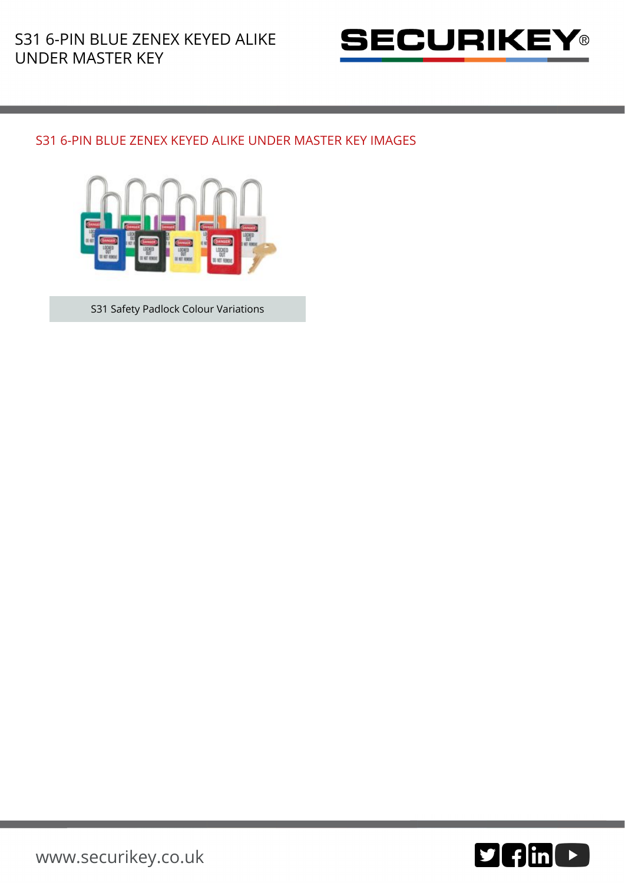## S31 6-PIN BLUE ZENEX KEYED ALIKE UNDER MASTER KEY IMAGES

S31 Safety Padlock Colour Variations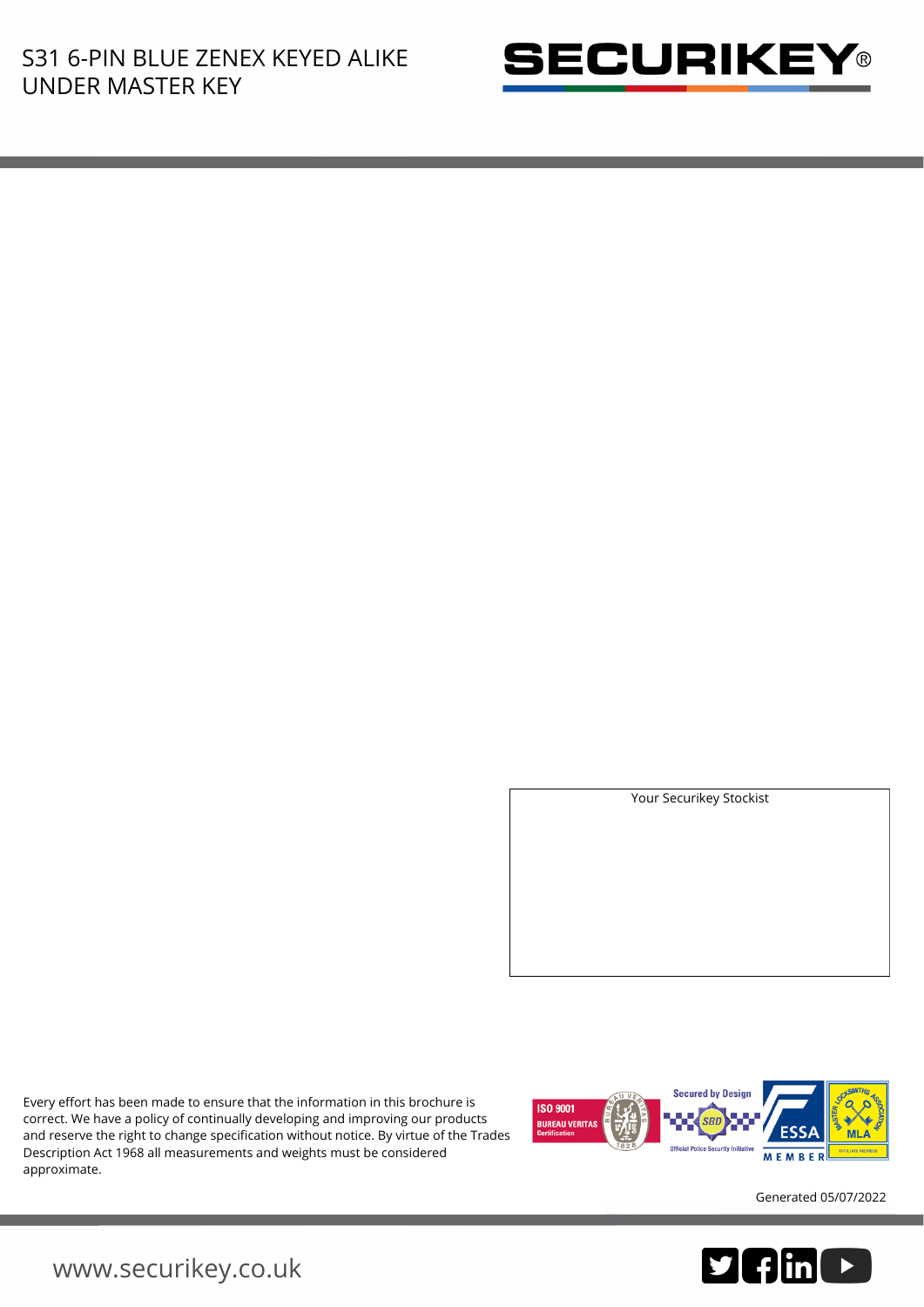# S31 6-PIN BLUE ZENEX KEYED ALIKE UNDER MASTER KEY

Your Securikey Stockist

Every effort has been made to ensure that the information in this brochure is correct. We have a policy of continually developing and improving our products and reserve the right to change specification without notice. By virtue of the Trades Description Act 1968 all measurements and weights must be considered approximate.

Generated 05/07/2022

www.securikey.co.uk